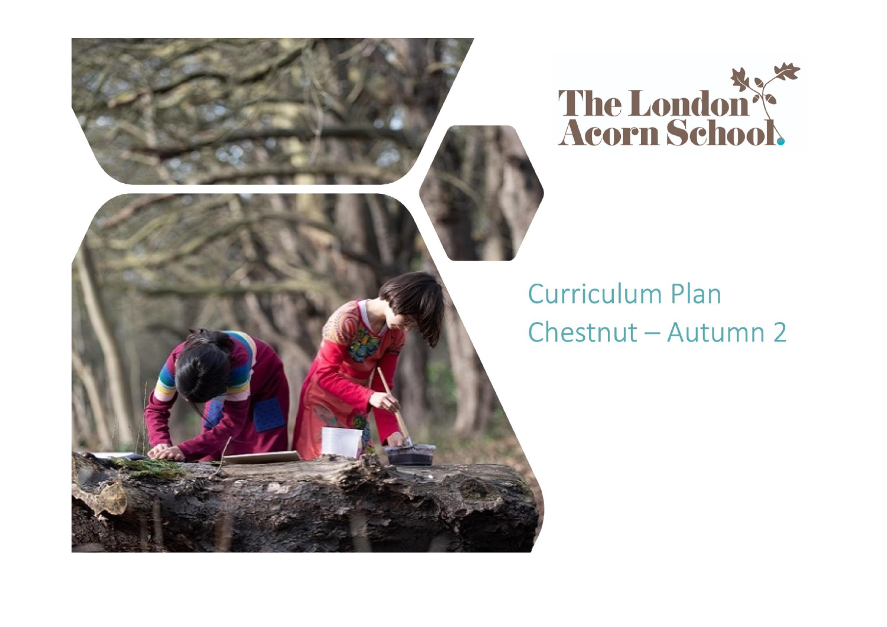The London Acorn School

# Curriculum Plan

## Chestnut – Autumn 2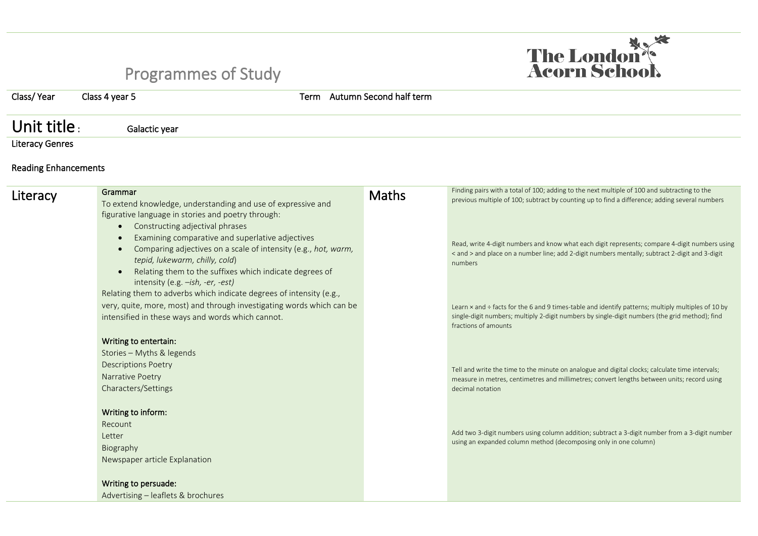# Programmes of Study

The London Acorn School

Class/ Year: Class 4 year 5

Term: Autumn Second half term

## Unit title : Galactic year

Literacy Genres

Reading Enhancements

| | | | |
|---|---|---|---|
| Literacy | **Grammar**<br>To extend knowledge, understanding and use of expressive and figurative language in stories and poetry through:<br>• Constructing adjectival phrases<br>• Examining comparative and superlative adjectives<br>• Comparing adjectives on a scale of intensity (e.g., *hot, warm, tepid, lukewarm, chilly, cold*)<br>• Relating them to the suffixes which indicate degrees of intensity (e.g. *–ish, -er, -est)*<br>Relating them to adverbs which indicate degrees of intensity (e.g., very, quite, more, most) and through investigating words which can be intensified in these ways and words which cannot.<br><br>**Writing to entertain:**<br>Stories – Myths & legends<br>Descriptions Poetry<br>Narrative Poetry<br>Characters/Settings<br><br>**Writing to inform:**<br>Recount<br>Letter<br>Biography<br>Newspaper article Explanation<br><br>**Writing to persuade:**<br>Advertising – leaflets & brochures | Maths | Finding pairs with a total of 100; adding to the next multiple of 100 and subtracting to the previous multiple of 100; subtract by counting up to find a difference; adding several numbers<br><br>Read, write 4-digit numbers and know what each digit represents; compare 4-digit numbers using < and > and place on a number line; add 2-digit numbers mentally; subtract 2-digit and 3-digit numbers<br><br>Learn × and ÷ facts for the 6 and 9 times-table and identify patterns; multiply multiples of 10 by single-digit numbers; multiply 2-digit numbers by single-digit numbers (the grid method); find fractions of amounts<br><br>Tell and write the time to the minute on analogue and digital clocks; calculate time intervals; measure in metres, centimetres and millimetres; convert lengths between units; record using decimal notation<br><br>Add two 3-digit numbers using column addition; subtract a 3-digit number from a 3-digit number using an expanded column method (decomposing only in one column) |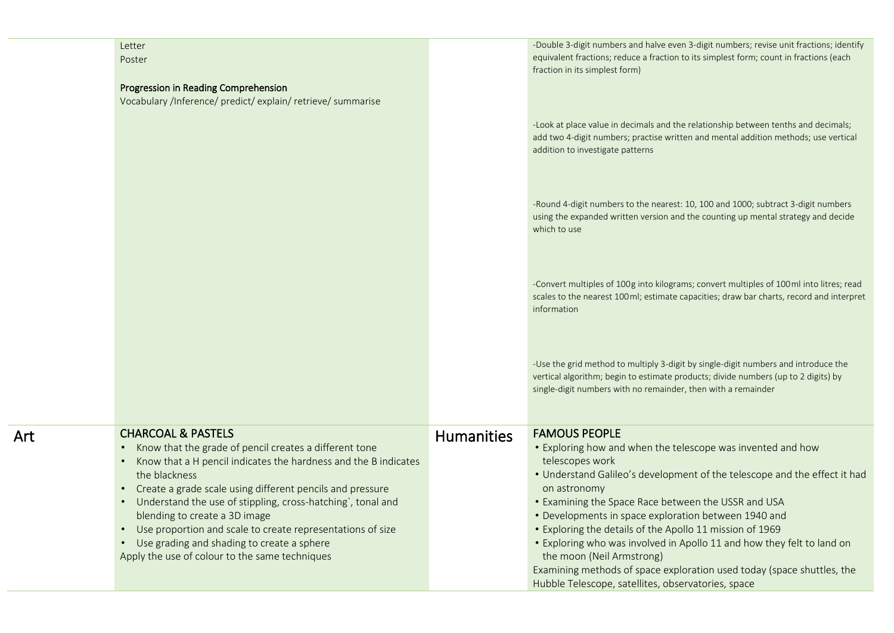| | | | |
|---|---|---|---|
| | Letter<br>Poster<br><br>Progression in Reading Comprehension<br>Vocabulary /Inference/ predict/ explain/ retrieve/ summarise | | -Double 3-digit numbers and halve even 3-digit numbers; revise unit fractions; identify equivalent fractions; reduce a fraction to its simplest form; count in fractions (each fraction in its simplest form)<br><br>-Look at place value in decimals and the relationship between tenths and decimals; add two 4-digit numbers; practise written and mental addition methods; use vertical addition to investigate patterns<br><br>-Round 4-digit numbers to the nearest: 10, 100 and 1000; subtract 3-digit numbers using the expanded written version and the counting up mental strategy and decide which to use<br><br>-Convert multiples of 100g into kilograms; convert multiples of 100ml into litres; read scales to the nearest 100ml; estimate capacities; draw bar charts, record and interpret information<br><br>-Use the grid method to multiply 3-digit by single-digit numbers and introduce the vertical algorithm; begin to estimate products; divide numbers (up to 2 digits) by single-digit numbers with no remainder, then with a remainder |
| Art | CHARCOAL & PASTELS<br>• Know that the grade of pencil creates a different tone<br>• Know that a H pencil indicates the hardness and the B indicates the blackness<br>• Create a grade scale using different pencils and pressure<br>• Understand the use of stippling, cross-hatching`, tonal and blending to create a 3D image<br>• Use proportion and scale to create representations of size<br>• Use grading and shading to create a sphere<br>Apply the use of colour to the same techniques | Humanities | FAMOUS PEOPLE<br>• Exploring how and when the telescope was invented and how telescopes work<br>• Understand Galileo's development of the telescope and the effect it had on astronomy<br>• Examining the Space Race between the USSR and USA<br>• Developments in space exploration between 1940 and<br>• Exploring the details of the Apollo 11 mission of 1969<br>• Exploring who was involved in Apollo 11 and how they felt to land on the moon (Neil Armstrong)<br>Examining methods of space exploration used today (space shuttles, the Hubble Telescope, satellites, observatories, space |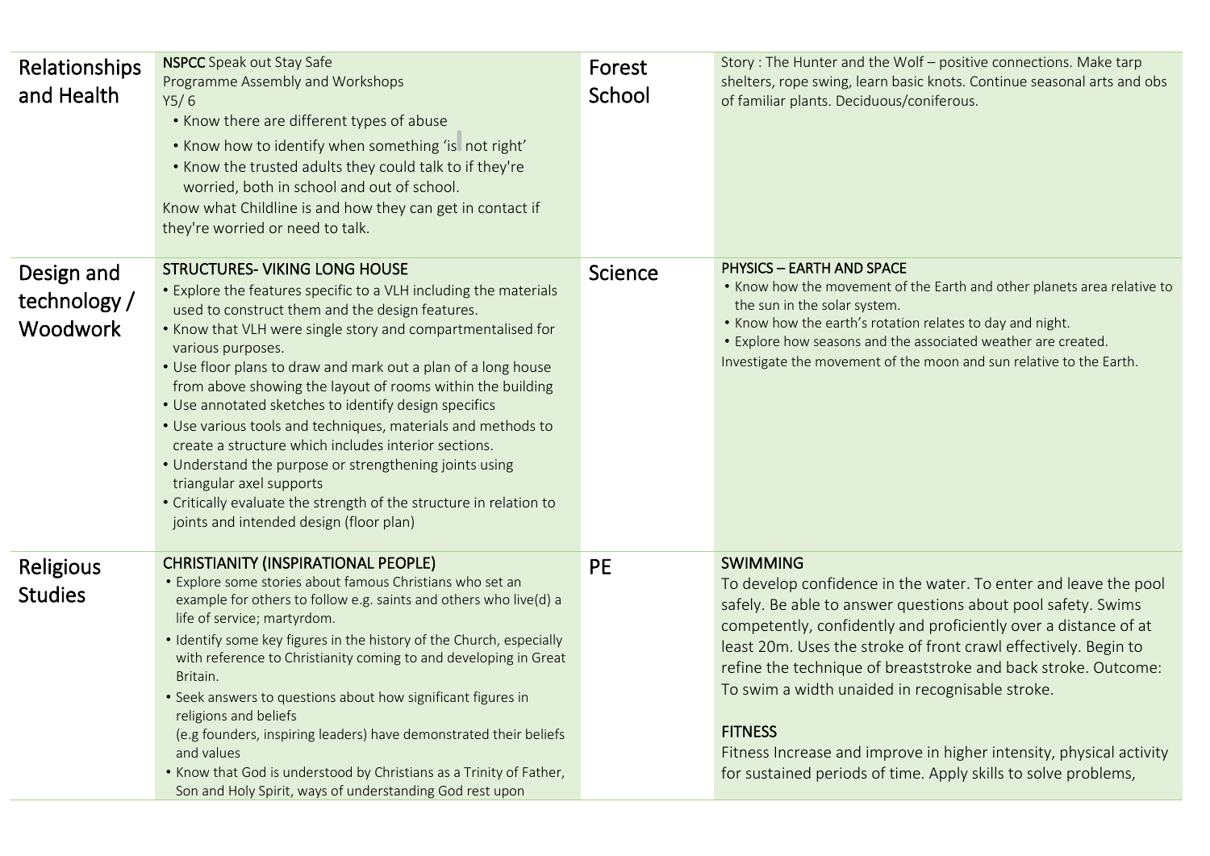| | | | |
|---|---|---|---|
| Relationships and Health | **NSPCC** Speak out Stay Safe<br>Programme Assembly and Workshops<br>Y5/ 6<br>• Know there are different types of abuse<br>• Know how to identify when something 'is not right'<br>• Know the trusted adults they could talk to if they're worried, both in school and out of school.<br>Know what Childline is and how they can get in contact if they're worried or need to talk. | Forest School | Story : The Hunter and the Wolf – positive connections. Make tarp shelters, rope swing, learn basic knots. Continue seasonal arts and obs of familiar plants. Deciduous/coniferous. |
| Design and technology / Woodwork | STRUCTURES- VIKING LONG HOUSE<br>• Explore the features specific to a VLH including the materials used to construct them and the design features.<br>• Know that VLH were single story and compartmentalised for various purposes.<br>• Use floor plans to draw and mark out a plan of a long house from above showing the layout of rooms within the building<br>• Use annotated sketches to identify design specifics<br>• Use various tools and techniques, materials and methods to create a structure which includes interior sections.<br>• Understand the purpose or strengthening joints using triangular axel supports<br>• Critically evaluate the strength of the structure in relation to joints and intended design (floor plan) | Science | PHYSICS – EARTH AND SPACE<br>• Know how the movement of the Earth and other planets area relative to the sun in the solar system.<br>• Know how the earth's rotation relates to day and night.<br>• Explore how seasons and the associated weather are created.<br>Investigate the movement of the moon and sun relative to the Earth. |
| Religious Studies | CHRISTIANITY (INSPIRATIONAL PEOPLE)<br>• Explore some stories about famous Christians who set an example for others to follow e.g. saints and others who live(d) a life of service; martyrdom.<br>• Identify some key figures in the history of the Church, especially with reference to Christianity coming to and developing in Great Britain.<br>• Seek answers to questions about how significant figures in religions and beliefs<br>(e.g founders, inspiring leaders) have demonstrated their beliefs and values<br>• Know that God is understood by Christians as a Trinity of Father, Son and Holy Spirit, ways of understanding God rest upon | PE | SWIMMING<br>To develop confidence in the water. To enter and leave the pool safely. Be able to answer questions about pool safety. Swims competently, confidently and proficiently over a distance of at least 20m. Uses the stroke of front crawl effectively. Begin to refine the technique of breaststroke and back stroke. Outcome: To swim a width unaided in recognisable stroke.<br><br>FITNESS<br>Fitness Increase and improve in higher intensity, physical activity for sustained periods of time. Apply skills to solve problems, |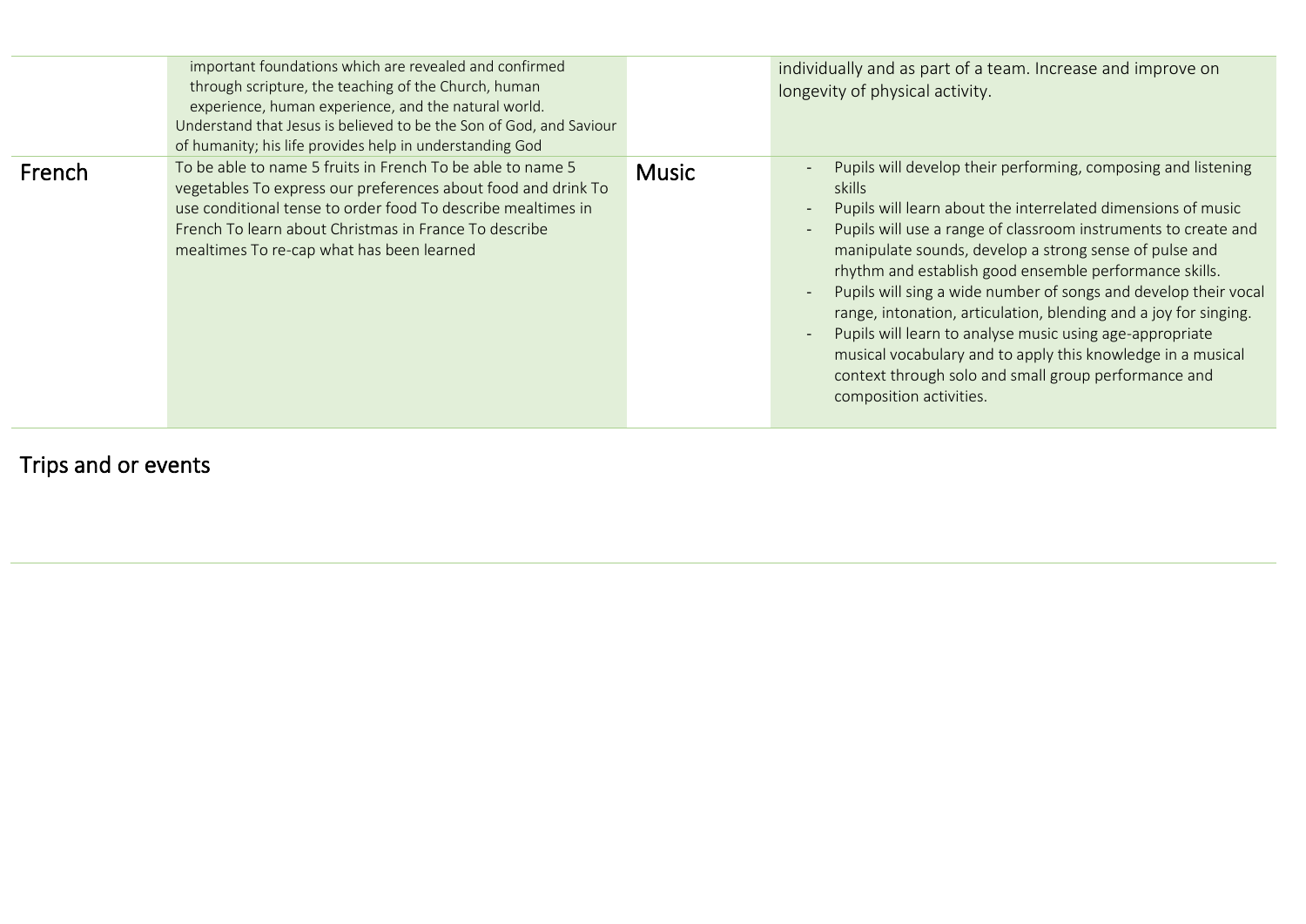| | | | |
|---|---|---|---|
| | important foundations which are revealed and confirmed through scripture, the teaching of the Church, human experience, human experience, and the natural world.<br>Understand that Jesus is believed to be the Son of God, and Saviour of humanity; his life provides help in understanding God | | individually and as part of a team. Increase and improve on longevity of physical activity. |
| French | To be able to name 5 fruits in French To be able to name 5 vegetables To express our preferences about food and drink To use conditional tense to order food To describe mealtimes in French To learn about Christmas in France To describe mealtimes To re-cap what has been learned | Music | - Pupils will develop their performing, composing and listening skills<br>- Pupils will learn about the interrelated dimensions of music<br>- Pupils will use a range of classroom instruments to create and manipulate sounds, develop a strong sense of pulse and rhythm and establish good ensemble performance skills.<br>- Pupils will sing a wide number of songs and develop their vocal range, intonation, articulation, blending and a joy for singing.<br>- Pupils will learn to analyse music using age-appropriate musical vocabulary and to apply this knowledge in a musical context through solo and small group performance and composition activities. |

## Trips and or events